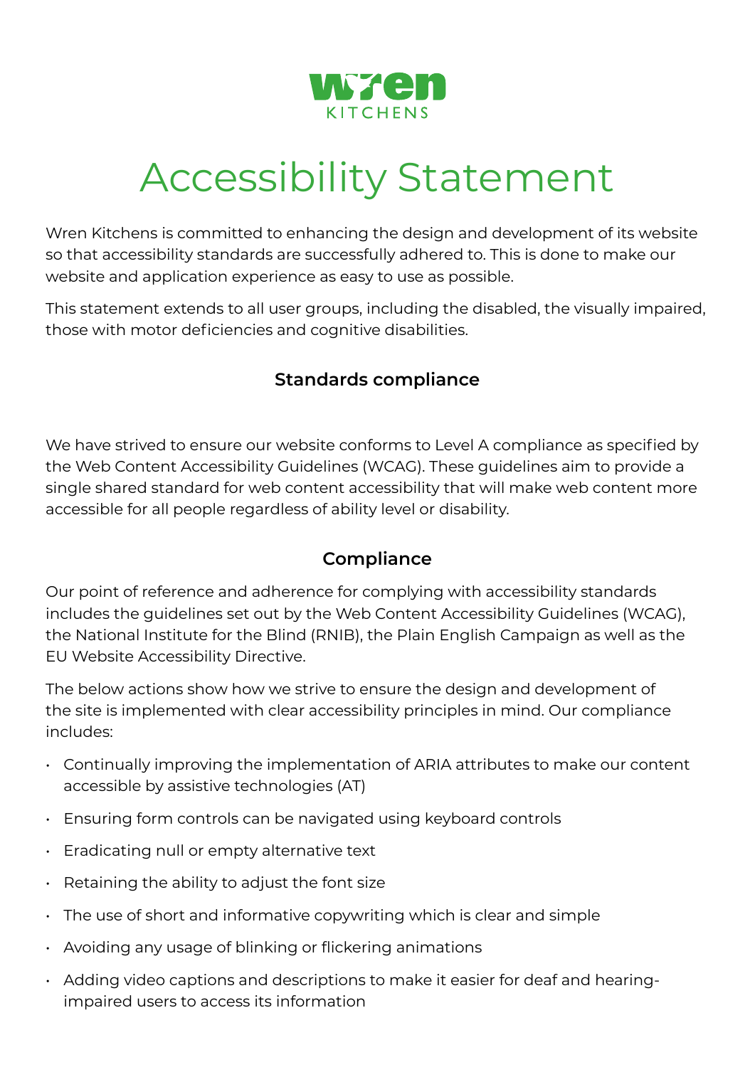Wren Kitchens

# Accessibility Statement

Wren Kitchens is committed to enhancing the design and development of its website so that accessibility standards are successfully adhered to. This is done to make our website and application experience as easy to use as possible.

This statement extends to all user groups, including the disabled, the visually impaired, those with motor deficiencies and cognitive disabilities.

## Standards compliance

We have strived to ensure our website conforms to Level A compliance as specified by the Web Content Accessibility Guidelines (WCAG). These guidelines aim to provide a single shared standard for web content accessibility that will make web content more accessible for all people regardless of ability level or disability.

## Compliance

Our point of reference and adherence for complying with accessibility standards includes the guidelines set out by the Web Content Accessibility Guidelines (WCAG), the National Institute for the Blind (RNIB), the Plain English Campaign as well as the EU Website Accessibility Directive.

The below actions show how we strive to ensure the design and development of the site is implemented with clear accessibility principles in mind. Our compliance includes:

- Continually improving the implementation of ARIA attributes to make our content accessible by assistive technologies (AT)
- Ensuring form controls can be navigated using keyboard controls
- Eradicating null or empty alternative text
- Retaining the ability to adjust the font size
- The use of short and informative copywriting which is clear and simple
- Avoiding any usage of blinking or flickering animations
- Adding video captions and descriptions to make it easier for deaf and hearing-impaired users to access its information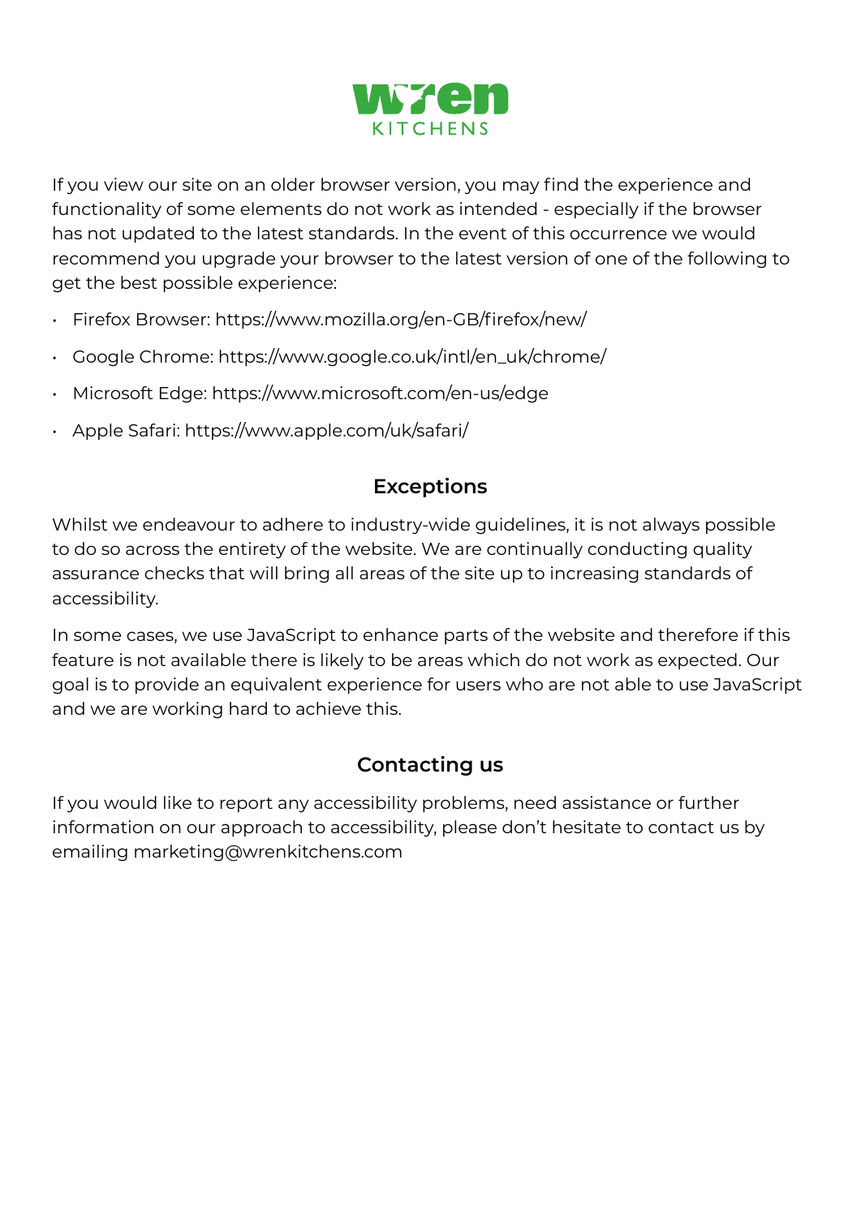If you view our site on an older browser version, you may find the experience and functionality of some elements do not work as intended - especially if the browser has not updated to the latest standards. In the event of this occurrence we would recommend you upgrade your browser to the latest version of one of the following to get the best possible experience:

- Firefox Browser: https://www.mozilla.org/en-GB/firefox/new/
- Google Chrome: https://www.google.co.uk/intl/en_uk/chrome/
- Microsoft Edge: https://www.microsoft.com/en-us/edge
- Apple Safari: https://www.apple.com/uk/safari/

## Exceptions

Whilst we endeavour to adhere to industry-wide guidelines, it is not always possible to do so across the entirety of the website. We are continually conducting quality assurance checks that will bring all areas of the site up to increasing standards of accessibility.

In some cases, we use JavaScript to enhance parts of the website and therefore if this feature is not available there is likely to be areas which do not work as expected. Our goal is to provide an equivalent experience for users who are not able to use JavaScript and we are working hard to achieve this.

## Contacting us

If you would like to report any accessibility problems, need assistance or further information on our approach to accessibility, please don't hesitate to contact us by emailing marketing@wrenkitchens.com